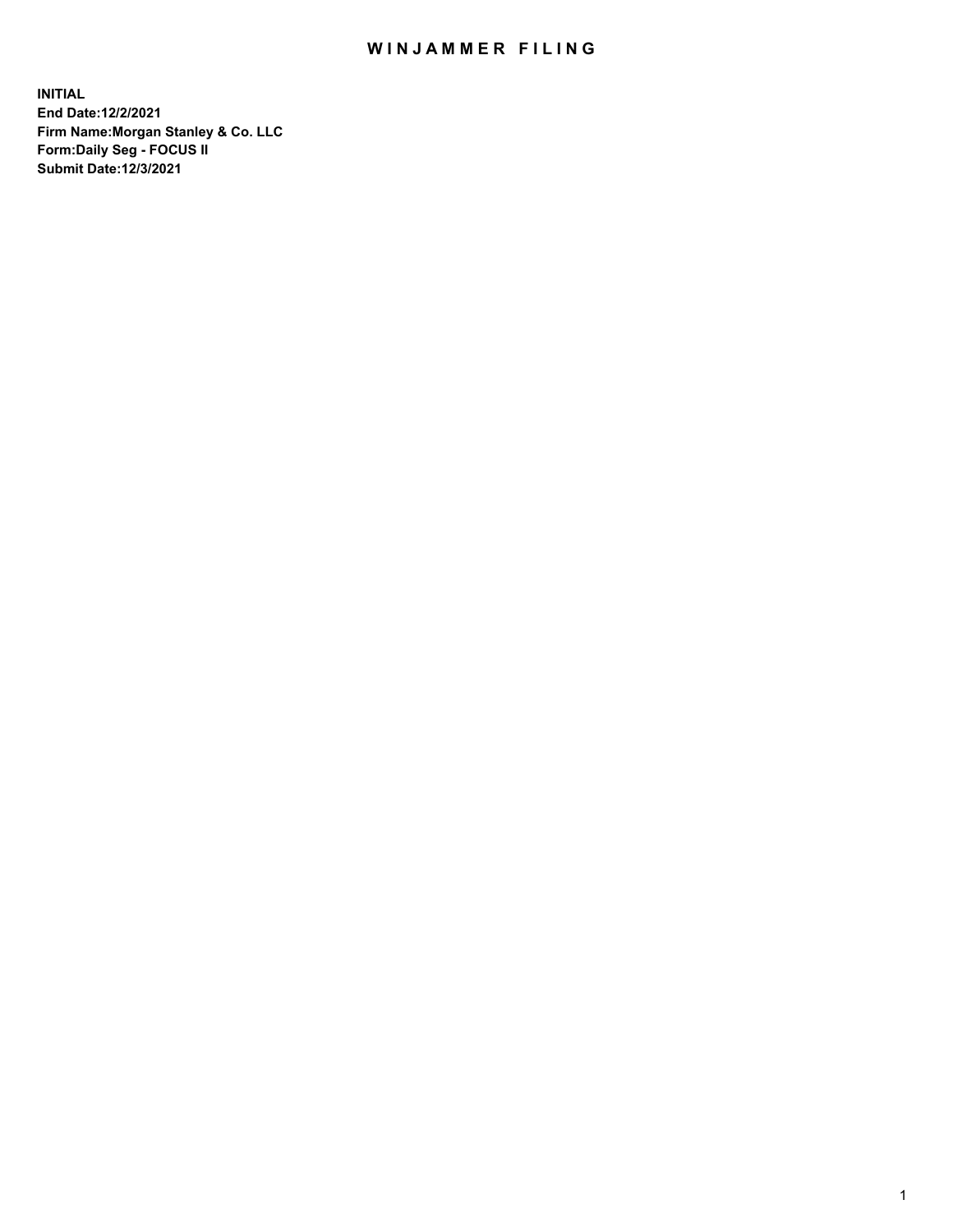# WINJAMMER FILING

**INITIAL**
**End Date:12/2/2021**
**Firm Name:Morgan Stanley & Co. LLC**
**Form:Daily Seg - FOCUS II**
**Submit Date:12/3/2021**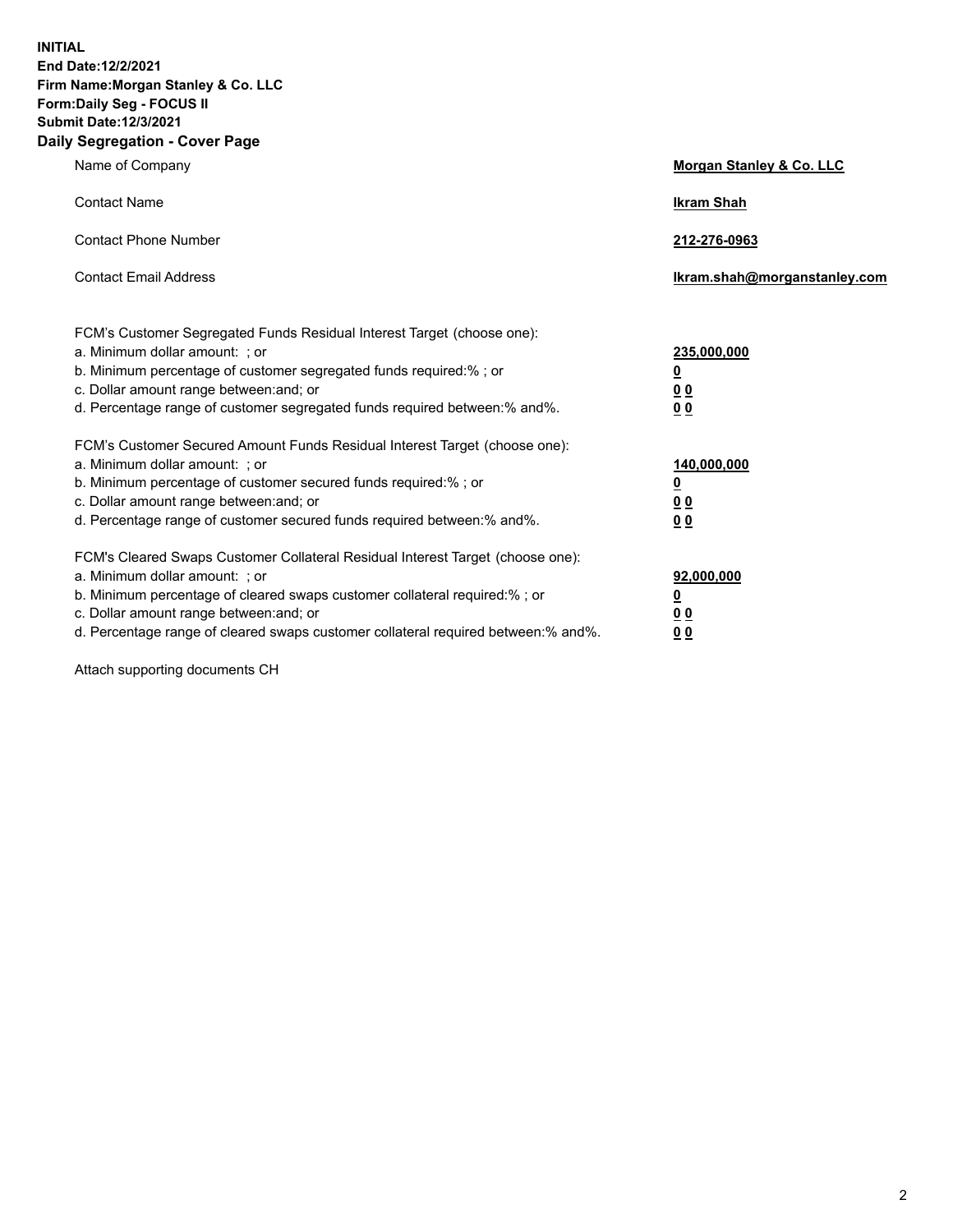**INITIAL**
**End Date:12/2/2021**
**Firm Name:Morgan Stanley & Co. LLC**
**Form:Daily Seg - FOCUS II**
**Submit Date:12/3/2021**
**Daily Segregation - Cover Page**

| | |
|---|---|
| Name of Company | **Morgan Stanley & Co. LLC** |
| Contact Name | **Ikram Shah** |
| Contact Phone Number | **212-276-0963** |
| Contact Email Address | **Ikram.shah@morganstanley.com** |

| | |
|---|---|
| FCM's Customer Segregated Funds Residual Interest Target (choose one): | |
| a. Minimum dollar amount: ; or | **235,000,000** |
| b. Minimum percentage of customer segregated funds required:% ; or | **0** |
| c. Dollar amount range between:and; or | **0 0** |
| d. Percentage range of customer segregated funds required between:% and%. | **0 0** |
| FCM's Customer Secured Amount Funds Residual Interest Target (choose one): | |
| a. Minimum dollar amount: ; or | **140,000,000** |
| b. Minimum percentage of customer secured funds required:% ; or | **0** |
| c. Dollar amount range between:and; or | **0 0** |
| d. Percentage range of customer secured funds required between:% and%. | **0 0** |
| FCM's Cleared Swaps Customer Collateral Residual Interest Target (choose one): | |
| a. Minimum dollar amount: ; or | **92,000,000** |
| b. Minimum percentage of cleared swaps customer collateral required:% ; or | **0** |
| c. Dollar amount range between:and; or | **0 0** |
| d. Percentage range of cleared swaps customer collateral required between:% and%. | **0 0** |

Attach supporting documents CH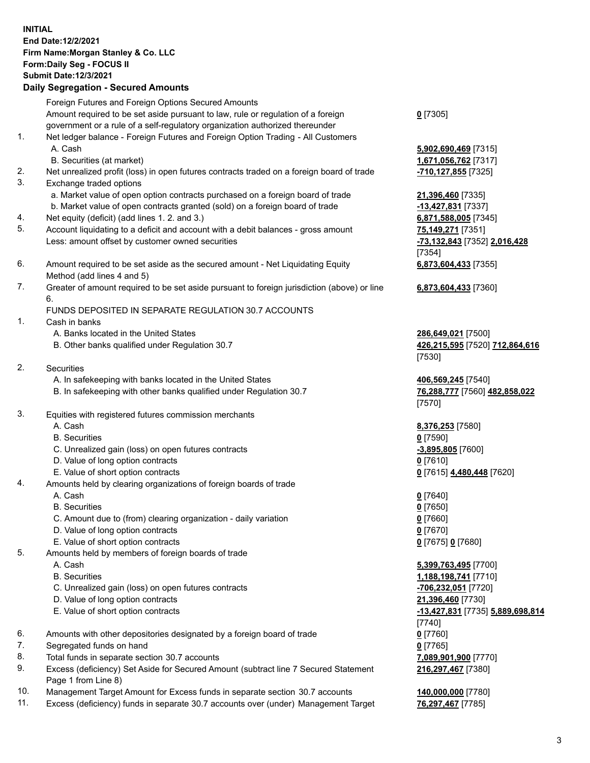**INITIAL**
**End Date:12/2/2021**
**Firm Name:Morgan Stanley & Co. LLC**
**Form:Daily Seg - FOCUS II**
**Submit Date:12/3/2021**

### Daily Segregation - Secured Amounts

| | | |
|---|---|---|
| | Foreign Futures and Foreign Options Secured Amounts | |
| | Amount required to be set aside pursuant to law, rule or regulation of a foreign government or a rule of a self-regulatory organization authorized thereunder | **0** [7305] |
| 1. | Net ledger balance - Foreign Futures and Foreign Option Trading - All Customers | |
| | A. Cash | **5,902,690,469** [7315] |
| | B. Securities (at market) | **1,671,056,762** [7317] |
| 2. | Net unrealized profit (loss) in open futures contracts traded on a foreign board of trade | **-710,127,855** [7325] |
| 3. | Exchange traded options | |
| | a. Market value of open option contracts purchased on a foreign board of trade | **21,396,460** [7335] |
| | b. Market value of open contracts granted (sold) on a foreign board of trade | **-13,427,831** [7337] |
| 4. | Net equity (deficit) (add lines 1. 2. and 3.) | **6,871,588,005** [7345] |
| 5. | Account liquidating to a deficit and account with a debit balances - gross amount | **75,149,271** [7351] |
| | Less: amount offset by customer owned securities | **-73,132,843** [7352] **2,016,428** [7354] |
| 6. | Amount required to be set aside as the secured amount - Net Liquidating Equity Method (add lines 4 and 5) | **6,873,604,433** [7355] |
| 7. | Greater of amount required to be set aside pursuant to foreign jurisdiction (above) or line 6. | **6,873,604,433** [7360] |
| | FUNDS DEPOSITED IN SEPARATE REGULATION 30.7 ACCOUNTS | |
| 1. | Cash in banks | |
| | A. Banks located in the United States | **286,649,021** [7500] |
| | B. Other banks qualified under Regulation 30.7 | **426,215,595** [7520] **712,864,616** [7530] |
| 2. | Securities | |
| | A. In safekeeping with banks located in the United States | **406,569,245** [7540] |
| | B. In safekeeping with other banks qualified under Regulation 30.7 | **76,288,777** [7560] **482,858,022** [7570] |
| 3. | Equities with registered futures commission merchants | |
| | A. Cash | **8,376,253** [7580] |
| | B. Securities | **0** [7590] |
| | C. Unrealized gain (loss) on open futures contracts | **-3,895,805** [7600] |
| | D. Value of long option contracts | **0** [7610] |
| | E. Value of short option contracts | **0** [7615] **4,480,448** [7620] |
| 4. | Amounts held by clearing organizations of foreign boards of trade | |
| | A. Cash | **0** [7640] |
| | B. Securities | **0** [7650] |
| | C. Amount due to (from) clearing organization - daily variation | **0** [7660] |
| | D. Value of long option contracts | **0** [7670] |
| | E. Value of short option contracts | **0** [7675] **0** [7680] |
| 5. | Amounts held by members of foreign boards of trade | |
| | A. Cash | **5,399,763,495** [7700] |
| | B. Securities | **1,188,198,741** [7710] |
| | C. Unrealized gain (loss) on open futures contracts | **-706,232,051** [7720] |
| | D. Value of long option contracts | **21,396,460** [7730] |
| | E. Value of short option contracts | **-13,427,831** [7735] **5,889,698,814** [7740] |
| 6. | Amounts with other depositories designated by a foreign board of trade | **0** [7760] |
| 7. | Segregated funds on hand | **0** [7765] |
| 8. | Total funds in separate section 30.7 accounts | **7,089,901,900** [7770] |
| 9. | Excess (deficiency) Set Aside for Secured Amount (subtract line 7 Secured Statement Page 1 from Line 8) | **216,297,467** [7380] |
| 10. | Management Target Amount for Excess funds in separate section 30.7 accounts | **140,000,000** [7780] |
| 11. | Excess (deficiency) funds in separate 30.7 accounts over (under) Management Target | **76,297,467** [7785] |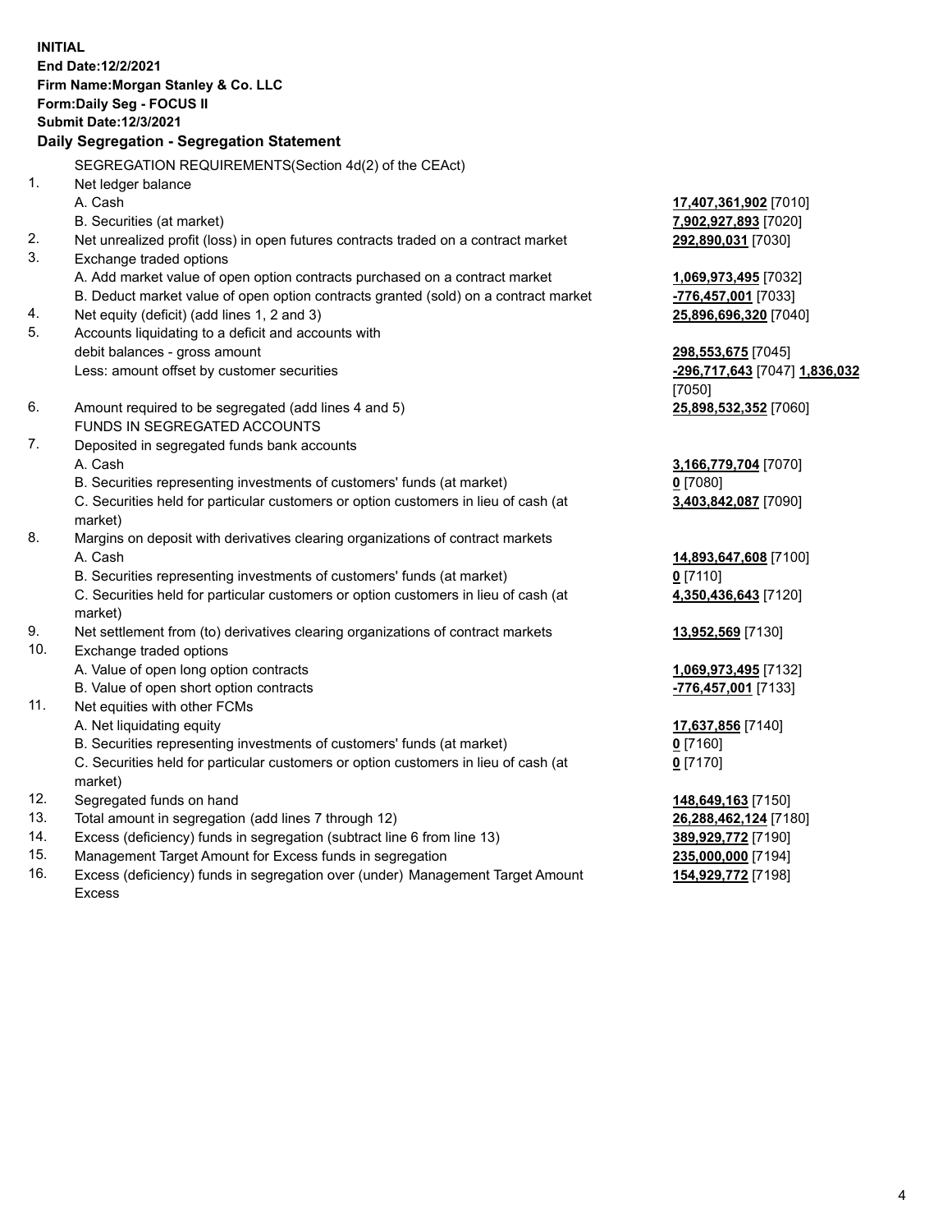**INITIAL**
**End Date:12/2/2021**
**Firm Name:Morgan Stanley & Co. LLC**
**Form:Daily Seg - FOCUS II**
**Submit Date:12/3/2021**

**Daily Segregation - Segregation Statement**

SEGREGATION REQUIREMENTS(Section 4d(2) of the CEAct)

| | | |
|---|---|---|
| 1. | Net ledger balance | |
| | A. Cash | **17,407,361,902** [7010] |
| | B. Securities (at market) | **7,902,927,893** [7020] |
| 2. | Net unrealized profit (loss) in open futures contracts traded on a contract market | **292,890,031** [7030] |
| 3. | Exchange traded options | |
| | A. Add market value of open option contracts purchased on a contract market | **1,069,973,495** [7032] |
| | B. Deduct market value of open option contracts granted (sold) on a contract market | **-776,457,001** [7033] |
| 4. | Net equity (deficit) (add lines 1, 2 and 3) | **25,896,696,320** [7040] |
| 5. | Accounts liquidating to a deficit and accounts with debit balances - gross amount | **298,553,675** [7045] |
| | Less: amount offset by customer securities | **-296,717,643** [7047] **1,836,032** [7050] |
| 6. | Amount required to be segregated (add lines 4 and 5) | **25,898,532,352** [7060] |
| | FUNDS IN SEGREGATED ACCOUNTS | |
| 7. | Deposited in segregated funds bank accounts | |
| | A. Cash | **3,166,779,704** [7070] |
| | B. Securities representing investments of customers' funds (at market) | **0** [7080] |
| | C. Securities held for particular customers or option customers in lieu of cash (at market) | **3,403,842,087** [7090] |
| 8. | Margins on deposit with derivatives clearing organizations of contract markets | |
| | A. Cash | **14,893,647,608** [7100] |
| | B. Securities representing investments of customers' funds (at market) | **0** [7110] |
| | C. Securities held for particular customers or option customers in lieu of cash (at market) | **4,350,436,643** [7120] |
| 9. | Net settlement from (to) derivatives clearing organizations of contract markets | **13,952,569** [7130] |
| 10. | Exchange traded options | |
| | A. Value of open long option contracts | **1,069,973,495** [7132] |
| | B. Value of open short option contracts | **-776,457,001** [7133] |
| 11. | Net equities with other FCMs | |
| | A. Net liquidating equity | **17,637,856** [7140] |
| | B. Securities representing investments of customers' funds (at market) | **0** [7160] |
| | C. Securities held for particular customers or option customers in lieu of cash (at market) | **0** [7170] |
| 12. | Segregated funds on hand | **148,649,163** [7150] |
| 13. | Total amount in segregation (add lines 7 through 12) | **26,288,462,124** [7180] |
| 14. | Excess (deficiency) funds in segregation (subtract line 6 from line 13) | **389,929,772** [7190] |
| 15. | Management Target Amount for Excess funds in segregation | **235,000,000** [7194] |
| 16. | Excess (deficiency) funds in segregation over (under) Management Target Amount Excess | **154,929,772** [7198] |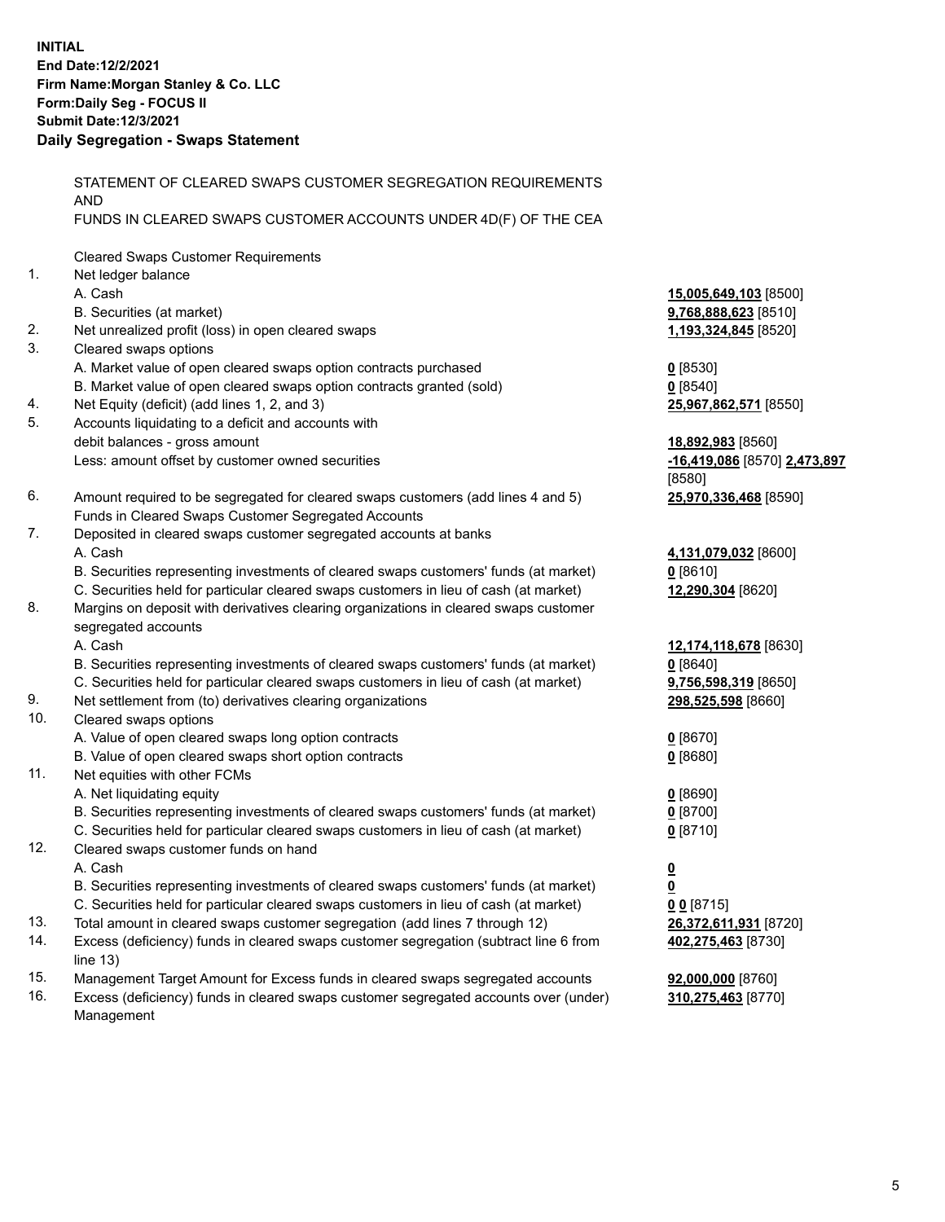**INITIAL**
**End Date:12/2/2021**
**Firm Name:Morgan Stanley & Co. LLC**
**Form:Daily Seg - FOCUS II**
**Submit Date:12/3/2021**
**Daily Segregation - Swaps Statement**

STATEMENT OF CLEARED SWAPS CUSTOMER SEGREGATION REQUIREMENTS AND FUNDS IN CLEARED SWAPS CUSTOMER ACCOUNTS UNDER 4D(F) OF THE CEA

| | | |
|---|---|---|
| | Cleared Swaps Customer Requirements | |
| 1. | Net ledger balance | |
| | A. Cash | **15,005,649,103** [8500] |
| | B. Securities (at market) | **9,768,888,623** [8510] |
| 2. | Net unrealized profit (loss) in open cleared swaps | **1,193,324,845** [8520] |
| 3. | Cleared swaps options | |
| | A. Market value of open cleared swaps option contracts purchased | **0** [8530] |
| | B. Market value of open cleared swaps option contracts granted (sold) | **0** [8540] |
| 4. | Net Equity (deficit) (add lines 1, 2, and 3) | **25,967,862,571** [8550] |
| 5. | Accounts liquidating to a deficit and accounts with debit balances - gross amount | **18,892,983** [8560] |
| | Less: amount offset by customer owned securities | **-16,419,086** [8570] **2,473,897** [8580] |
| 6. | Amount required to be segregated for cleared swaps customers (add lines 4 and 5) | **25,970,336,468** [8590] |
| | Funds in Cleared Swaps Customer Segregated Accounts | |
| 7. | Deposited in cleared swaps customer segregated accounts at banks | |
| | A. Cash | **4,131,079,032** [8600] |
| | B. Securities representing investments of cleared swaps customers' funds (at market) | **0** [8610] |
| | C. Securities held for particular cleared swaps customers in lieu of cash (at market) | **12,290,304** [8620] |
| 8. | Margins on deposit with derivatives clearing organizations in cleared swaps customer segregated accounts | |
| | A. Cash | **12,174,118,678** [8630] |
| | B. Securities representing investments of cleared swaps customers' funds (at market) | **0** [8640] |
| | C. Securities held for particular cleared swaps customers in lieu of cash (at market) | **9,756,598,319** [8650] |
| 9. | Net settlement from (to) derivatives clearing organizations | **298,525,598** [8660] |
| 10. | Cleared swaps options | |
| | A. Value of open cleared swaps long option contracts | **0** [8670] |
| | B. Value of open cleared swaps short option contracts | **0** [8680] |
| 11. | Net equities with other FCMs | |
| | A. Net liquidating equity | **0** [8690] |
| | B. Securities representing investments of cleared swaps customers' funds (at market) | **0** [8700] |
| | C. Securities held for particular cleared swaps customers in lieu of cash (at market) | **0** [8710] |
| 12. | Cleared swaps customer funds on hand | |
| | A. Cash | **0** |
| | B. Securities representing investments of cleared swaps customers' funds (at market) | **0** |
| | C. Securities held for particular cleared swaps customers in lieu of cash (at market) | **0** **0** [8715] |
| 13. | Total amount in cleared swaps customer segregation (add lines 7 through 12) | **26,372,611,931** [8720] |
| 14. | Excess (deficiency) funds in cleared swaps customer segregation (subtract line 6 from line 13) | **402,275,463** [8730] |
| 15. | Management Target Amount for Excess funds in cleared swaps segregated accounts | **92,000,000** [8760] |
| 16. | Excess (deficiency) funds in cleared swaps customer segregated accounts over (under) Management | **310,275,463** [8770] |